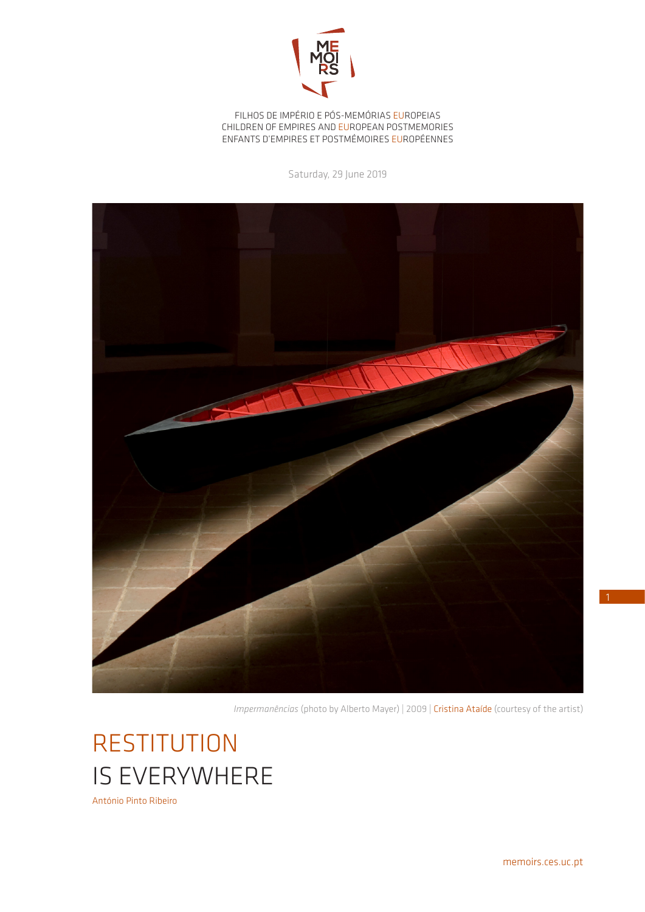FILHOS DE IMPÉRIO E PÓS-MEMÓRIAS EUROPEIAS
CHILDREN OF EMPIRES AND EUROPEAN POSTMEMORIES
ENFANTS D'EMPIRES ET POSTMÉMOIRES EUROPÉENNES

Saturday, 29 June 2019

*Impermanências* (photo by Alberto Mayer) | 2009 | Cristina Ataíde (courtesy of the artist)

# RESTITUTION IS EVERYWHERE

António Pinto Ribeiro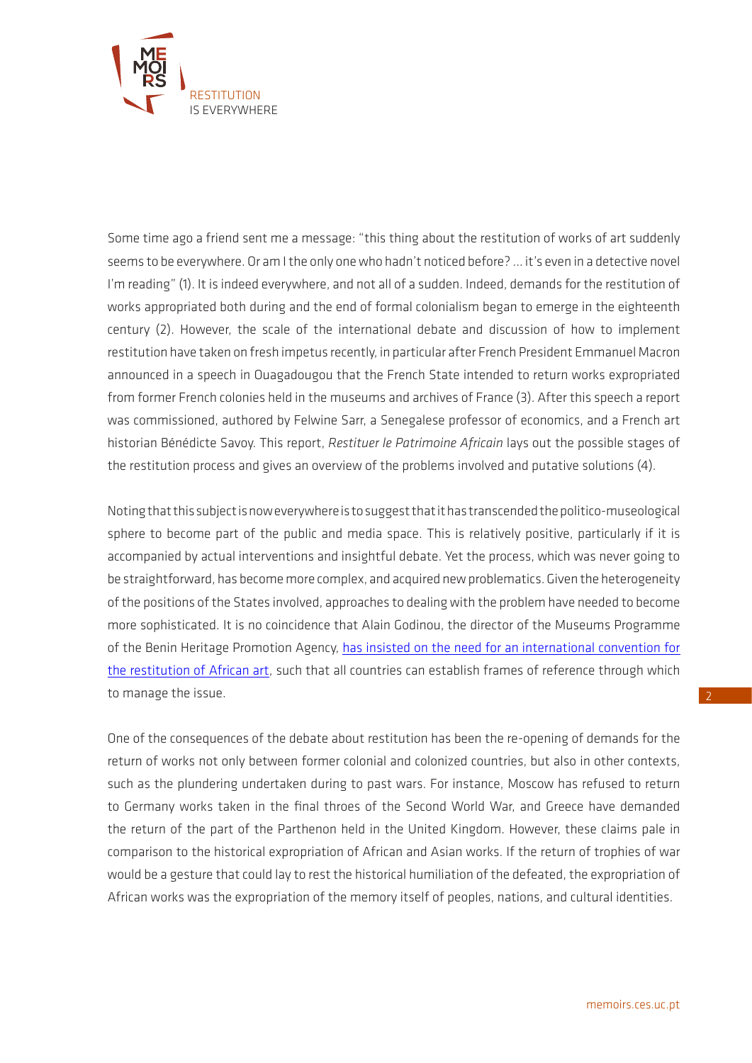Some time ago a friend sent me a message: "this thing about the restitution of works of art suddenly seems to be everywhere. Or am I the only one who hadn't noticed before? ... it's even in a detective novel I'm reading" (1). It is indeed everywhere, and not all of a sudden. Indeed, demands for the restitution of works appropriated both during and the end of formal colonialism began to emerge in the eighteenth century (2). However, the scale of the international debate and discussion of how to implement restitution have taken on fresh impetus recently, in particular after French President Emmanuel Macron announced in a speech in Ouagadougou that the French State intended to return works expropriated from former French colonies held in the museums and archives of France (3). After this speech a report was commissioned, authored by Felwine Sarr, a Senegalese professor of economics, and a French art historian Bénédicte Savoy. This report, *Restituer le Patrimoine Africain* lays out the possible stages of the restitution process and gives an overview of the problems involved and putative solutions (4).

Noting that this subject is now everywhere is to suggest that it has transcended the politico-museological sphere to become part of the public and media space. This is relatively positive, particularly if it is accompanied by actual interventions and insightful debate. Yet the process, which was never going to be straightforward, has become more complex, and acquired new problematics. Given the heterogeneity of the positions of the States involved, approaches to dealing with the problem have needed to become more sophisticated. It is no coincidence that Alain Godinou, the director of the Museums Programme of the Benin Heritage Promotion Agency, has insisted on the need for an international convention for the restitution of African art, such that all countries can establish frames of reference through which to manage the issue.

One of the consequences of the debate about restitution has been the re-opening of demands for the return of works not only between former colonial and colonized countries, but also in other contexts, such as the plundering undertaken during to past wars. For instance, Moscow has refused to return to Germany works taken in the final throes of the Second World War, and Greece have demanded the return of the part of the Parthenon held in the United Kingdom. However, these claims pale in comparison to the historical expropriation of African and Asian works. If the return of trophies of war would be a gesture that could lay to rest the historical humiliation of the defeated, the expropriation of African works was the expropriation of the memory itself of peoples, nations, and cultural identities.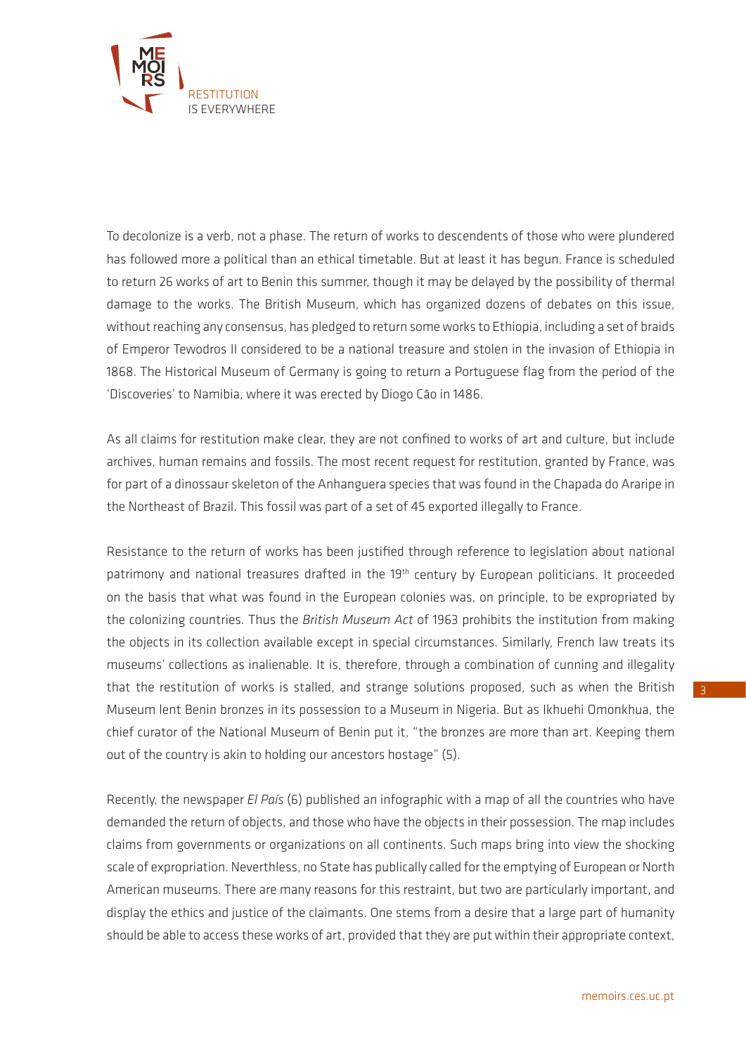To decolonize is a verb, not a phase. The return of works to descendents of those who were plundered has followed more a political than an ethical timetable. But at least it has begun. France is scheduled to return 26 works of art to Benin this summer, though it may be delayed by the possibility of thermal damage to the works. The British Museum, which has organized dozens of debates on this issue, without reaching any consensus, has pledged to return some works to Ethiopia, including a set of braids of Emperor Tewodros II considered to be a national treasure and stolen in the invasion of Ethiopia in 1868. The Historical Museum of Germany is going to return a Portuguese flag from the period of the 'Discoveries' to Namibia, where it was erected by Diogo Cão in 1486.

As all claims for restitution make clear, they are not confined to works of art and culture, but include archives, human remains and fossils. The most recent request for restitution, granted by France, was for part of a dinossaur skeleton of the Anhanguera species that was found in the Chapada do Araripe in the Northeast of Brazil. This fossil was part of a set of 45 exported illegally to France.

Resistance to the return of works has been justified through reference to legislation about national patrimony and national treasures drafted in the 19th century by European politicians. It proceeded on the basis that what was found in the European colonies was, on principle, to be expropriated by the colonizing countries. Thus the *British Museum Act* of 1963 prohibits the institution from making the objects in its collection available except in special circumstances. Similarly, French law treats its museums' collections as inalienable. It is, therefore, through a combination of cunning and illegality that the restitution of works is stalled, and strange solutions proposed, such as when the British Museum lent Benin bronzes in its possession to a Museum in Nigeria. But as Ikhuehi Omonkhua, the chief curator of the National Museum of Benin put it, "the bronzes are more than art. Keeping them out of the country is akin to holding our ancestors hostage" (5).

Recently, the newspaper *El País* (6) published an infographic with a map of all the countries who have demanded the return of objects, and those who have the objects in their possession. The map includes claims from governments or organizations on all continents. Such maps bring into view the shocking scale of expropriation. Neverthless, no State has publically called for the emptying of European or North American museums. There are many reasons for this restraint, but two are particularly important, and display the ethics and justice of the claimants. One stems from a desire that a large part of humanity should be able to access these works of art, provided that they are put within their appropriate context,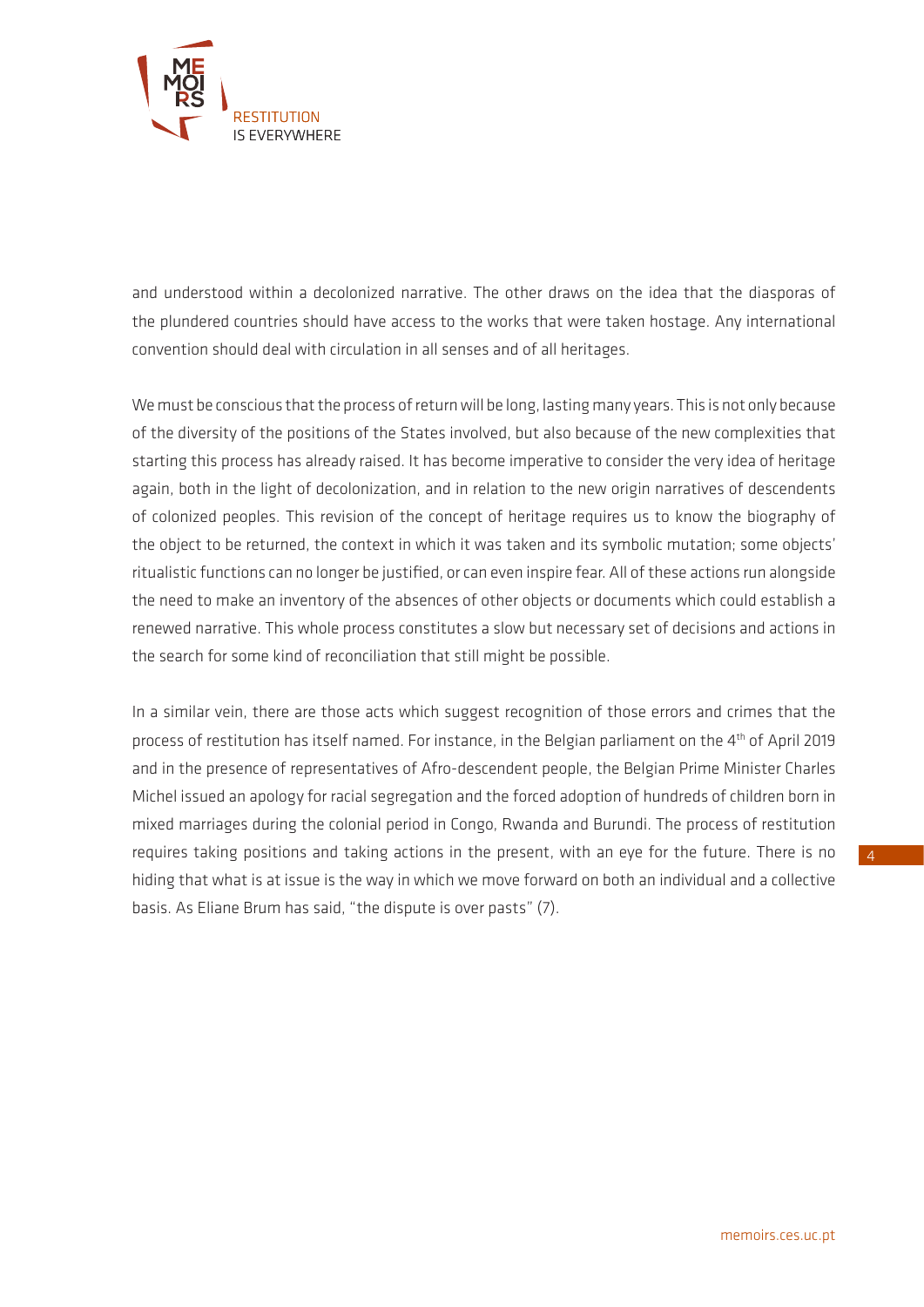and understood within a decolonized narrative. The other draws on the idea that the diasporas of the plundered countries should have access to the works that were taken hostage. Any international convention should deal with circulation in all senses and of all heritages.

We must be conscious that the process of return will be long, lasting many years. This is not only because of the diversity of the positions of the States involved, but also because of the new complexities that starting this process has already raised. It has become imperative to consider the very idea of heritage again, both in the light of decolonization, and in relation to the new origin narratives of descendents of colonized peoples. This revision of the concept of heritage requires us to know the biography of the object to be returned, the context in which it was taken and its symbolic mutation; some objects' ritualistic functions can no longer be justified, or can even inspire fear. All of these actions run alongside the need to make an inventory of the absences of other objects or documents which could establish a renewed narrative. This whole process constitutes a slow but necessary set of decisions and actions in the search for some kind of reconciliation that still might be possible.

In a similar vein, there are those acts which suggest recognition of those errors and crimes that the process of restitution has itself named. For instance, in the Belgian parliament on the 4th of April 2019 and in the presence of representatives of Afro-descendent people, the Belgian Prime Minister Charles Michel issued an apology for racial segregation and the forced adoption of hundreds of children born in mixed marriages during the colonial period in Congo, Rwanda and Burundi. The process of restitution requires taking positions and taking actions in the present, with an eye for the future. There is no hiding that what is at issue is the way in which we move forward on both an individual and a collective basis. As Eliane Brum has said, "the dispute is over pasts" (7).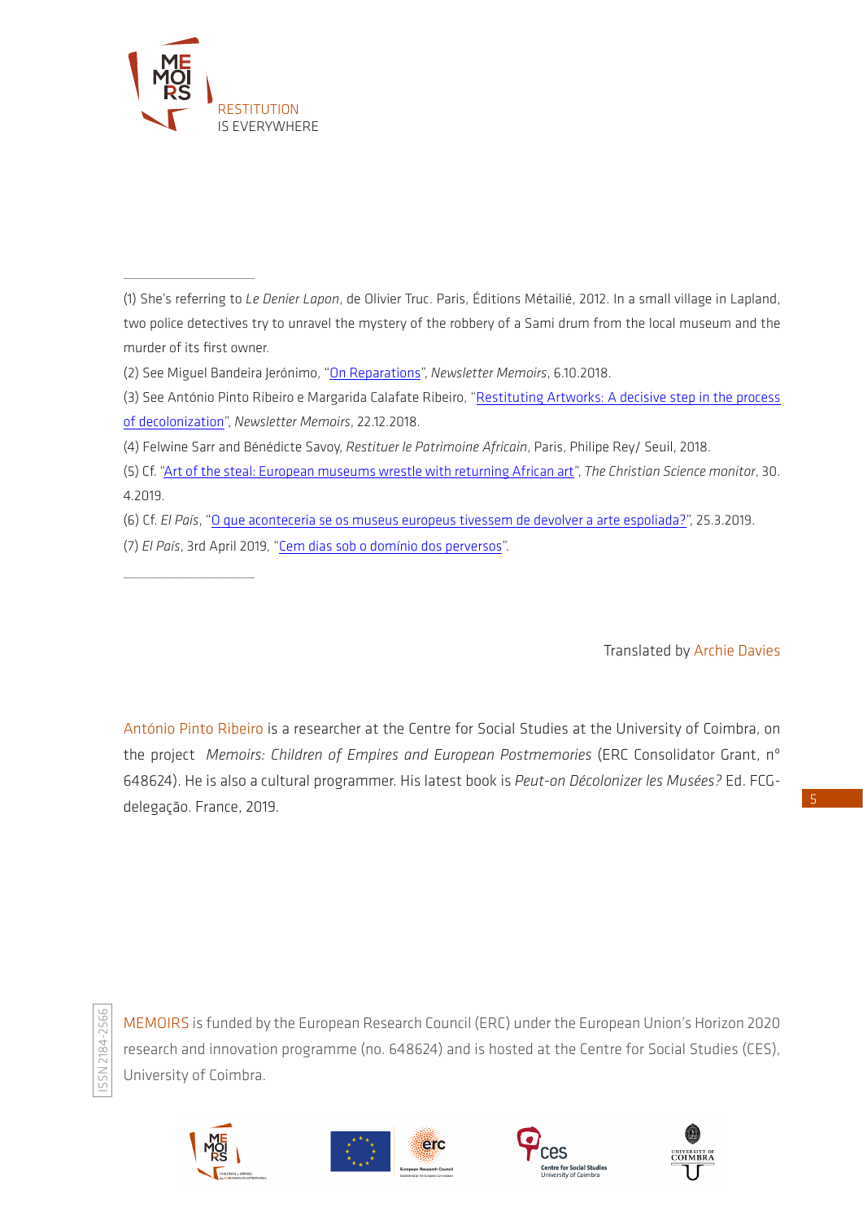---

(1) She's referring to *Le Denier Lapon*, de Olivier Truc. Paris, Éditions Métailié, 2012. In a small village in Lapland, two police detectives try to unravel the mystery of the robbery of a Sami drum from the local museum and the murder of its first owner.

(2) See Miguel Bandeira Jerónimo, "On Reparations", *Newsletter Memoirs*, 6.10.2018.

(3) See António Pinto Ribeiro e Margarida Calafate Ribeiro, "Restituting Artworks: A decisive step in the process of decolonization", *Newsletter Memoirs*, 22.12.2018.

(4) Felwine Sarr and Bénédicte Savoy, *Restituer le Patrimoine Africain*, Paris, Philipe Rey/ Seuil, 2018.

(5) Cf. "Art of the steal: European museums wrestle with returning African art", *The Christian Science monitor*, 30. 4.2019.

(6) Cf. *El País*, "O que aconteceria se os museus europeus tivessem de devolver a arte espoliada?", 25.3.2019.

(7) *El País*, 3rd April 2019, "Cem dias sob o domínio dos perversos".

---

Translated by Archie Davies

António Pinto Ribeiro is a researcher at the Centre for Social Studies at the University of Coimbra, on the project *Memoirs: Children of Empires and European Postmemories* (ERC Consolidator Grant, nº 648624). He is also a cultural programmer. His latest book is *Peut-on Décolonizer les Musées?* Ed. FCG-delegação. France, 2019.

MEMOIRS is funded by the European Research Council (ERC) under the European Union's Horizon 2020 research and innovation programme (no. 648624) and is hosted at the Centre for Social Studies (CES), University of Coimbra.